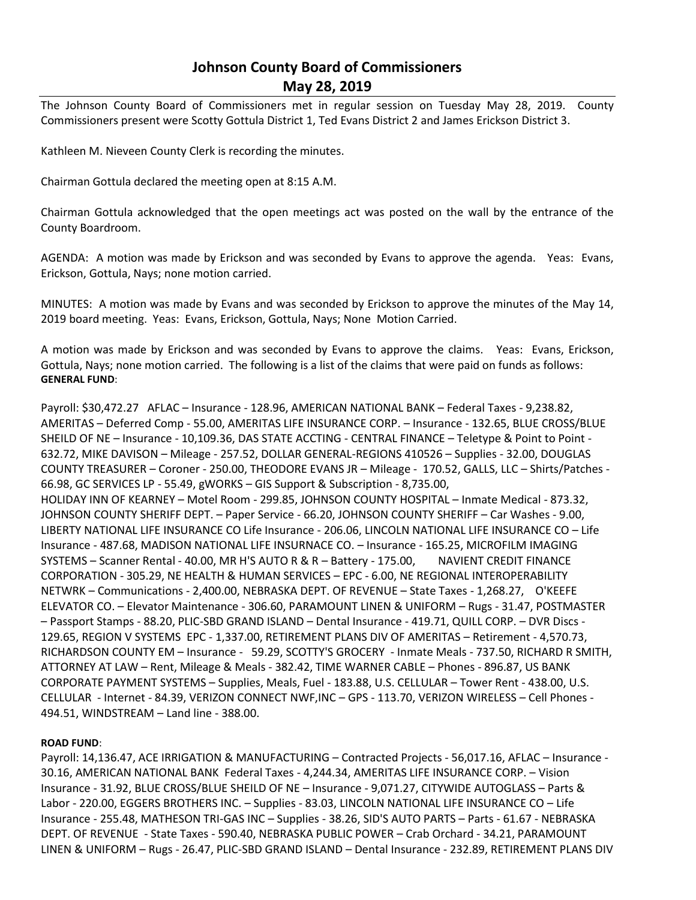# Johnson County Board of Commissioners
## May 28, 2019

The Johnson County Board of Commissioners met in regular session on Tuesday May 28, 2019. County Commissioners present were Scotty Gottula District 1, Ted Evans District 2 and James Erickson District 3.

Kathleen M. Nieveen County Clerk is recording the minutes.

Chairman Gottula declared the meeting open at 8:15 A.M.

Chairman Gottula acknowledged that the open meetings act was posted on the wall by the entrance of the County Boardroom.

AGENDA: A motion was made by Erickson and was seconded by Evans to approve the agenda. Yeas: Evans, Erickson, Gottula, Nays; none motion carried.

MINUTES: A motion was made by Evans and was seconded by Erickson to approve the minutes of the May 14, 2019 board meeting. Yeas: Evans, Erickson, Gottula, Nays; None Motion Carried.

A motion was made by Erickson and was seconded by Evans to approve the claims. Yeas: Evans, Erickson, Gottula, Nays; none motion carried. The following is a list of the claims that were paid on funds as follows:
**GENERAL FUND**:

Payroll: $30,472.27 AFLAC – Insurance - 128.96, AMERICAN NATIONAL BANK – Federal Taxes - 9,238.82, AMERITAS – Deferred Comp - 55.00, AMERITAS LIFE INSURANCE CORP. – Insurance - 132.65, BLUE CROSS/BLUE SHEILD OF NE – Insurance - 10,109.36, DAS STATE ACCTING - CENTRAL FINANCE – Teletype & Point to Point - 632.72, MIKE DAVISON – Mileage - 257.52, DOLLAR GENERAL-REGIONS 410526 – Supplies - 32.00, DOUGLAS COUNTY TREASURER – Coroner - 250.00, THEODORE EVANS JR – Mileage - 170.52, GALLS, LLC – Shirts/Patches - 66.98, GC SERVICES LP - 55.49, gWORKS – GIS Support & Subscription - 8,735.00, HOLIDAY INN OF KEARNEY – Motel Room - 299.85, JOHNSON COUNTY HOSPITAL – Inmate Medical - 873.32, JOHNSON COUNTY SHERIFF DEPT. – Paper Service - 66.20, JOHNSON COUNTY SHERIFF – Car Washes - 9.00, LIBERTY NATIONAL LIFE INSURANCE CO Life Insurance - 206.06, LINCOLN NATIONAL LIFE INSURANCE CO – Life Insurance - 487.68, MADISON NATIONAL LIFE INSURNACE CO. – Insurance - 165.25, MICROFILM IMAGING SYSTEMS – Scanner Rental - 40.00, MR H'S AUTO R & R – Battery - 175.00, NAVIENT CREDIT FINANCE CORPORATION - 305.29, NE HEALTH & HUMAN SERVICES – EPC - 6.00, NE REGIONAL INTEROPERABILITY NETWRK – Communications - 2,400.00, NEBRASKA DEPT. OF REVENUE – State Taxes - 1,268.27, O'KEEFE ELEVATOR CO. – Elevator Maintenance - 306.60, PARAMOUNT LINEN & UNIFORM – Rugs - 31.47, POSTMASTER – Passport Stamps - 88.20, PLIC-SBD GRAND ISLAND – Dental Insurance - 419.71, QUILL CORP. – DVR Discs - 129.65, REGION V SYSTEMS EPC - 1,337.00, RETIREMENT PLANS DIV OF AMERITAS – Retirement - 4,570.73, RICHARDSON COUNTY EM – Insurance - 59.29, SCOTTY'S GROCERY - Inmate Meals - 737.50, RICHARD R SMITH, ATTORNEY AT LAW – Rent, Mileage & Meals - 382.42, TIME WARNER CABLE – Phones - 896.87, US BANK CORPORATE PAYMENT SYSTEMS – Supplies, Meals, Fuel - 183.88, U.S. CELLULAR – Tower Rent - 438.00, U.S. CELLULAR - Internet - 84.39, VERIZON CONNECT NWF,INC – GPS - 113.70, VERIZON WIRELESS – Cell Phones - 494.51, WINDSTREAM – Land line - 388.00.

**ROAD FUND**:
Payroll: 14,136.47, ACE IRRIGATION & MANUFACTURING – Contracted Projects - 56,017.16, AFLAC – Insurance - 30.16, AMERICAN NATIONAL BANK Federal Taxes - 4,244.34, AMERITAS LIFE INSURANCE CORP. – Vision Insurance - 31.92, BLUE CROSS/BLUE SHEILD OF NE – Insurance - 9,071.27, CITYWIDE AUTOGLASS – Parts & Labor - 220.00, EGGERS BROTHERS INC. – Supplies - 83.03, LINCOLN NATIONAL LIFE INSURANCE CO – Life Insurance - 255.48, MATHESON TRI-GAS INC – Supplies - 38.26, SID'S AUTO PARTS – Parts - 61.67 - NEBRASKA DEPT. OF REVENUE - State Taxes - 590.40, NEBRASKA PUBLIC POWER – Crab Orchard - 34.21, PARAMOUNT LINEN & UNIFORM – Rugs - 26.47, PLIC-SBD GRAND ISLAND – Dental Insurance - 232.89, RETIREMENT PLANS DIV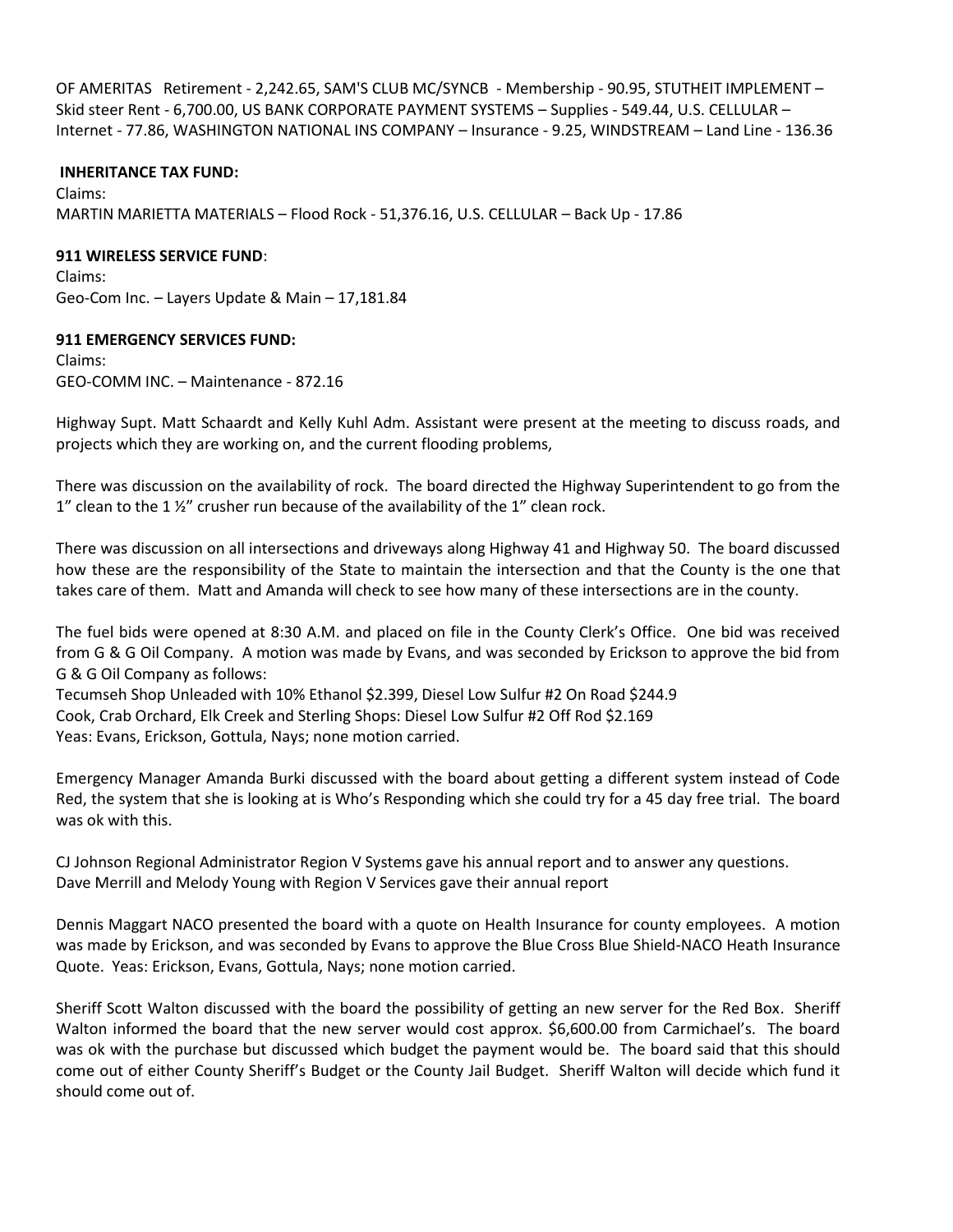OF AMERITAS Retirement - 2,242.65, SAM'S CLUB MC/SYNCB - Membership - 90.95, STUTHEIT IMPLEMENT – Skid steer Rent - 6,700.00, US BANK CORPORATE PAYMENT SYSTEMS – Supplies - 549.44, U.S. CELLULAR – Internet - 77.86, WASHINGTON NATIONAL INS COMPANY – Insurance - 9.25, WINDSTREAM – Land Line - 136.36

**INHERITANCE TAX FUND:**

Claims:
MARTIN MARIETTA MATERIALS – Flood Rock - 51,376.16, U.S. CELLULAR – Back Up - 17.86

**911 WIRELESS SERVICE FUND**:

Claims:
Geo-Com Inc. – Layers Update & Main – 17,181.84

**911 EMERGENCY SERVICES FUND:**

Claims:
GEO-COMM INC. – Maintenance - 872.16

Highway Supt. Matt Schaardt and Kelly Kuhl Adm. Assistant were present at the meeting to discuss roads, and projects which they are working on, and the current flooding problems,

There was discussion on the availability of rock. The board directed the Highway Superintendent to go from the 1" clean to the 1 ½" crusher run because of the availability of the 1" clean rock.

There was discussion on all intersections and driveways along Highway 41 and Highway 50. The board discussed how these are the responsibility of the State to maintain the intersection and that the County is the one that takes care of them. Matt and Amanda will check to see how many of these intersections are in the county.

The fuel bids were opened at 8:30 A.M. and placed on file in the County Clerk's Office. One bid was received from G & G Oil Company. A motion was made by Evans, and was seconded by Erickson to approve the bid from G & G Oil Company as follows:
Tecumseh Shop Unleaded with 10% Ethanol $2.399, Diesel Low Sulfur #2 On Road $244.9
Cook, Crab Orchard, Elk Creek and Sterling Shops: Diesel Low Sulfur #2 Off Rod $2.169
Yeas: Evans, Erickson, Gottula, Nays; none motion carried.

Emergency Manager Amanda Burki discussed with the board about getting a different system instead of Code Red, the system that she is looking at is Who's Responding which she could try for a 45 day free trial. The board was ok with this.

CJ Johnson Regional Administrator Region V Systems gave his annual report and to answer any questions.
Dave Merrill and Melody Young with Region V Services gave their annual report

Dennis Maggart NACO presented the board with a quote on Health Insurance for county employees. A motion was made by Erickson, and was seconded by Evans to approve the Blue Cross Blue Shield-NACO Heath Insurance Quote. Yeas: Erickson, Evans, Gottula, Nays; none motion carried.

Sheriff Scott Walton discussed with the board the possibility of getting an new server for the Red Box. Sheriff Walton informed the board that the new server would cost approx. $6,600.00 from Carmichael's. The board was ok with the purchase but discussed which budget the payment would be. The board said that this should come out of either County Sheriff's Budget or the County Jail Budget. Sheriff Walton will decide which fund it should come out of.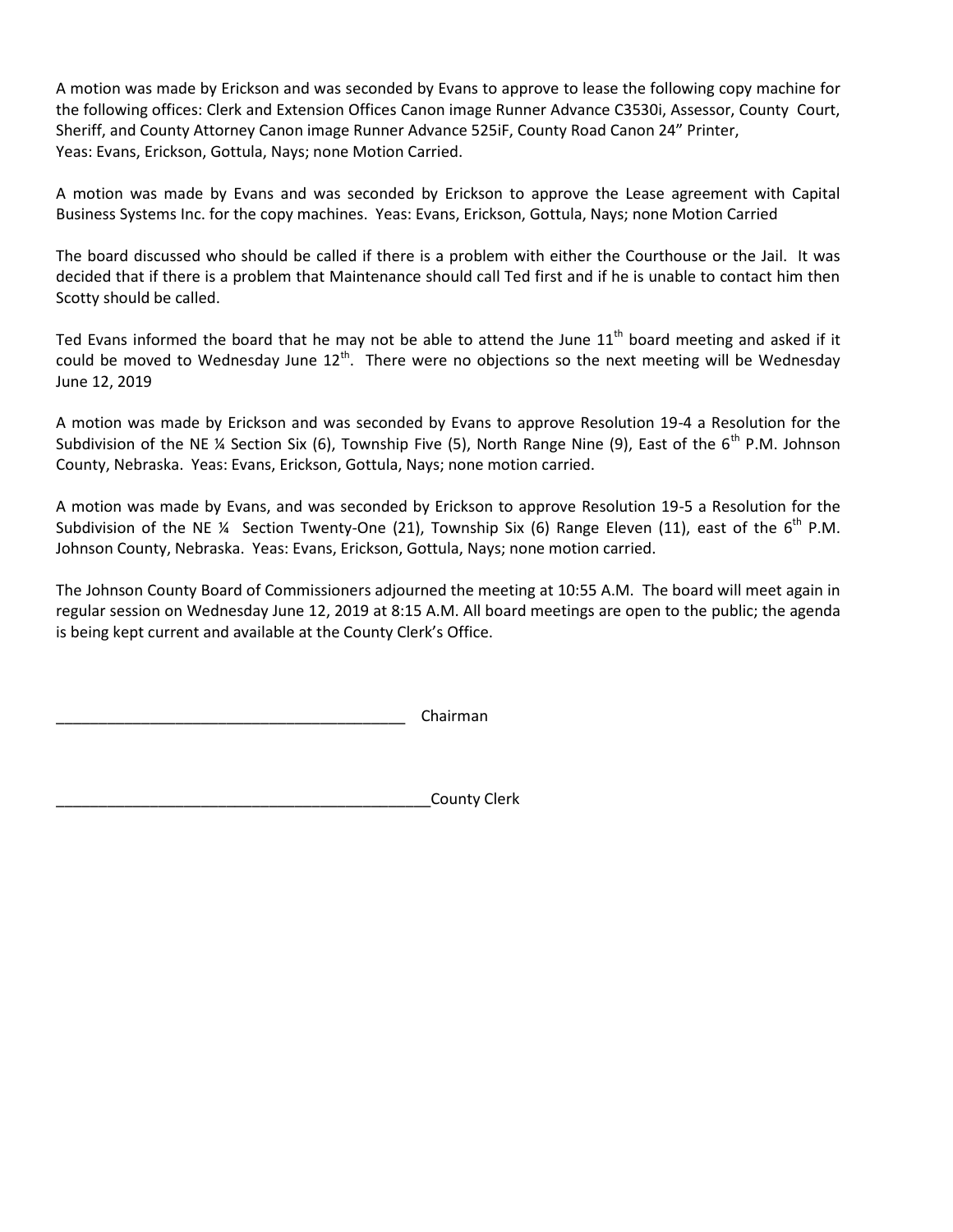A motion was made by Erickson and was seconded by Evans to approve to lease the following copy machine for the following offices: Clerk and Extension Offices Canon image Runner Advance C3530i, Assessor, County Court, Sheriff, and County Attorney Canon image Runner Advance 525iF, County Road Canon 24" Printer, Yeas: Evans, Erickson, Gottula, Nays; none Motion Carried.

A motion was made by Evans and was seconded by Erickson to approve the Lease agreement with Capital Business Systems Inc. for the copy machines. Yeas: Evans, Erickson, Gottula, Nays; none Motion Carried

The board discussed who should be called if there is a problem with either the Courthouse or the Jail. It was decided that if there is a problem that Maintenance should call Ted first and if he is unable to contact him then Scotty should be called.

Ted Evans informed the board that he may not be able to attend the June 11th board meeting and asked if it could be moved to Wednesday June 12th. There were no objections so the next meeting will be Wednesday June 12, 2019

A motion was made by Erickson and was seconded by Evans to approve Resolution 19-4 a Resolution for the Subdivision of the NE ¼ Section Six (6), Township Five (5), North Range Nine (9), East of the 6th P.M. Johnson County, Nebraska. Yeas: Evans, Erickson, Gottula, Nays; none motion carried.

A motion was made by Evans, and was seconded by Erickson to approve Resolution 19-5 a Resolution for the Subdivision of the NE ¼ Section Twenty-One (21), Township Six (6) Range Eleven (11), east of the 6th P.M. Johnson County, Nebraska. Yeas: Evans, Erickson, Gottula, Nays; none motion carried.

The Johnson County Board of Commissioners adjourned the meeting at 10:55 A.M. The board will meet again in regular session on Wednesday June 12, 2019 at 8:15 A.M. All board meetings are open to the public; the agenda is being kept current and available at the County Clerk's Office.

__________________________________________ Chairman

______________________________________________County Clerk